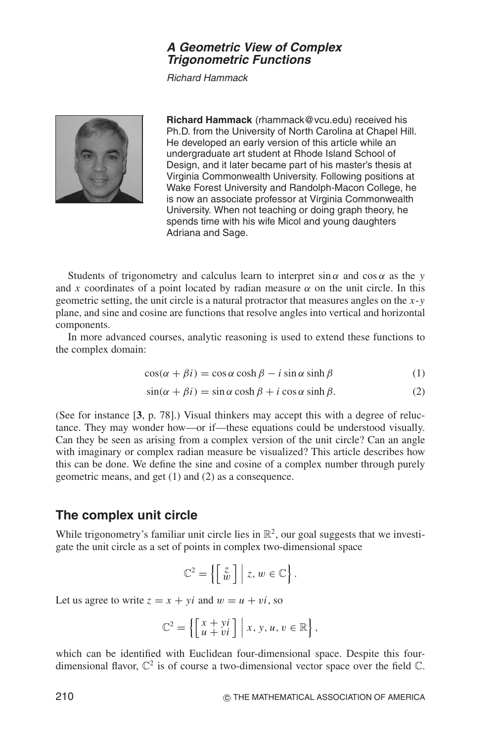# *A Geometric View of Complex Trigonometric Functions*

*Richard Hammack*

**Richard Hammack** (rhammack@vcu.edu) received his Ph.D. from the University of North Carolina at Chapel Hill. He developed an early version of this article while an undergraduate art student at Rhode Island School of Design, and it later became part of his master's thesis at Virginia Commonwealth University. Following positions at Wake Forest University and Randolph-Macon College, he is now an associate professor at Virginia Commonwealth University. When not teaching or doing graph theory, he spends time with his wife Micol and young daughters Adriana and Sage.

Students of trigonometry and calculus learn to interpret $\sin\alpha$ and $\cos\alpha$ as the $y$ and $x$ coordinates of a point located by radian measure $\alpha$ on the unit circle. In this geometric setting, the unit circle is a natural protractor that measures angles on the $x$-$y$ plane, and sine and cosine are functions that resolve angles into vertical and horizontal components.

In more advanced courses, analytic reasoning is used to extend these functions to the complex domain:

$$\cos(\alpha + \beta i) = \cos\alpha \cosh\beta - i \sin\alpha \sinh\beta \tag{1}$$

$$\sin(\alpha + \beta i) = \sin\alpha \cosh\beta + i \cos\alpha \sinh\beta. \tag{2}$$

(See for instance [**3**, p. 78].) Visual thinkers may accept this with a degree of reluctance. They may wonder how—or if—these equations could be understood visually. Can they be seen as arising from a complex version of the unit circle? Can an angle with imaginary or complex radian measure be visualized? This article describes how this can be done. We define the sine and cosine of a complex number through purely geometric means, and get (1) and (2) as a consequence.

## The complex unit circle

While trigonometry's familiar unit circle lies in $\mathbb{R}^2$, our goal suggests that we investigate the unit circle as a set of points in complex two-dimensional space

$$\mathbb{C}^2 = \left\{ \begin{bmatrix} z \\ w \end{bmatrix} \,\middle|\, z, w \in \mathbb{C} \right\}.$$

Let us agree to write $z = x + yi$ and $w = u + vi$, so

$$\mathbb{C}^2 = \left\{ \begin{bmatrix} x + yi \\ u + vi \end{bmatrix} \,\middle|\, x, y, u, v \in \mathbb{R} \right\},$$

which can be identified with Euclidean four-dimensional space. Despite this four-dimensional flavor, $\mathbb{C}^2$ is of course a two-dimensional vector space over the field $\mathbb{C}$.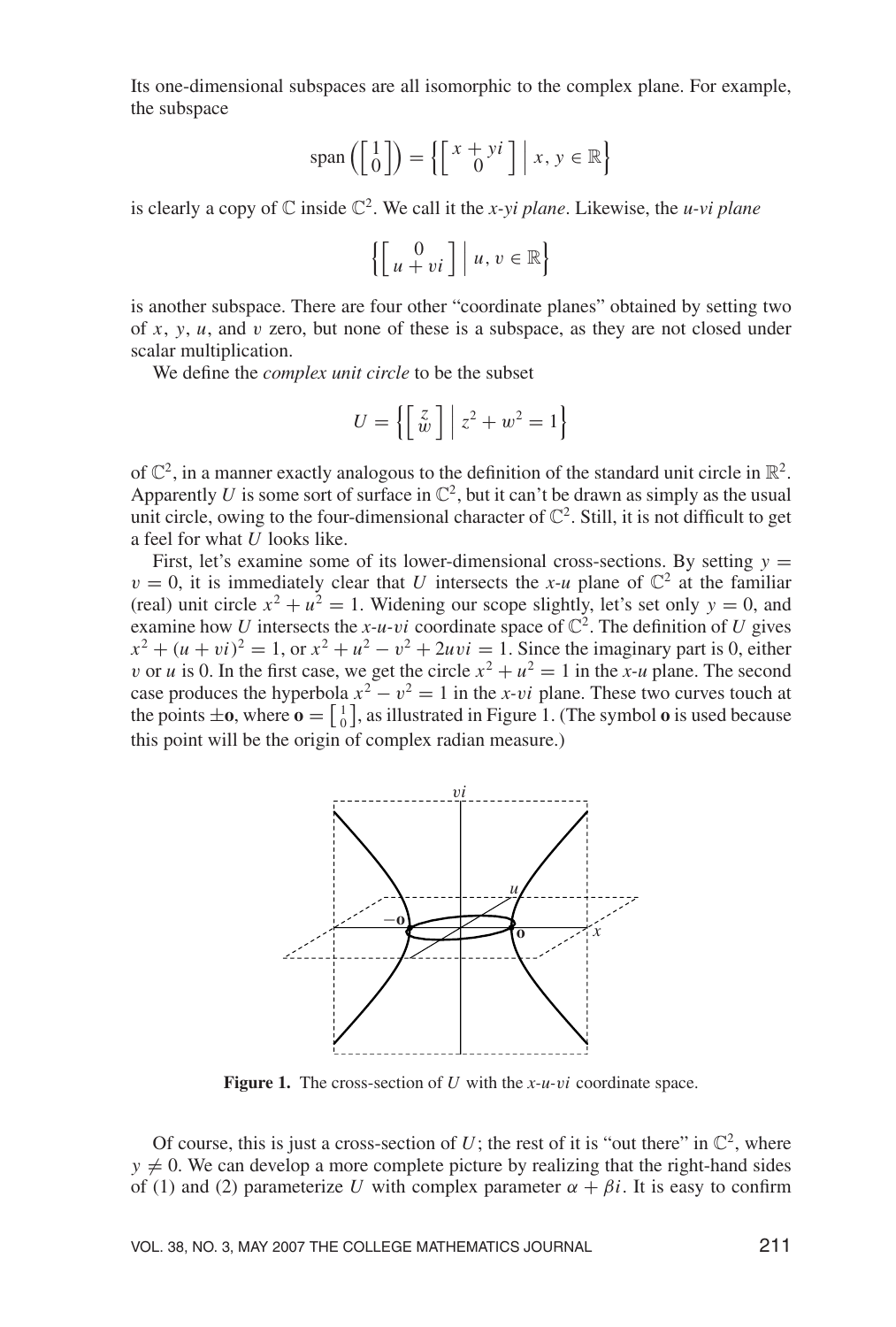Its one-dimensional subspaces are all isomorphic to the complex plane. For example, the subspace

$$\operatorname{span}\left(\begin{bmatrix} 1 \\ 0 \end{bmatrix}\right) = \left\{ \begin{bmatrix} x + yi \\ 0 \end{bmatrix} \,\middle|\, x, y \in \mathbb{R} \right\}$$

is clearly a copy of $\mathbb{C}$ inside $\mathbb{C}^2$. We call it the *x-yi plane*. Likewise, the *u-vi plane*

$$\left\{ \begin{bmatrix} 0 \\ u + vi \end{bmatrix} \,\middle|\, u, v \in \mathbb{R} \right\}$$

is another subspace. There are four other "coordinate planes" obtained by setting two of $x$, $y$, $u$, and $v$ zero, but none of these is a subspace, as they are not closed under scalar multiplication.

We define the *complex unit circle* to be the subset

$$U = \left\{ \begin{bmatrix} z \\ w \end{bmatrix} \,\middle|\, z^2 + w^2 = 1 \right\}$$

of $\mathbb{C}^2$, in a manner exactly analogous to the definition of the standard unit circle in $\mathbb{R}^2$. Apparently $U$ is some sort of surface in $\mathbb{C}^2$, but it can't be drawn as simply as the usual unit circle, owing to the four-dimensional character of $\mathbb{C}^2$. Still, it is not difficult to get a feel for what $U$ looks like.

First, let's examine some of its lower-dimensional cross-sections. By setting $y = v = 0$, it is immediately clear that $U$ intersects the *x-u* plane of $\mathbb{C}^2$ at the familiar (real) unit circle $x^2 + u^2 = 1$. Widening our scope slightly, let's set only $y = 0$, and examine how $U$ intersects the *x-u-vi* coordinate space of $\mathbb{C}^2$. The definition of $U$ gives $x^2 + (u + vi)^2 = 1$, or $x^2 + u^2 - v^2 + 2uvi = 1$. Since the imaginary part is 0, either $v$ or $u$ is 0. In the first case, we get the circle $x^2 + u^2 = 1$ in the *x-u* plane. The second case produces the hyperbola $x^2 - v^2 = 1$ in the *x-vi* plane. These two curves touch at the points $\pm\mathbf{o}$, where $\mathbf{o} = \begin{bmatrix} 1 \\ 0 \end{bmatrix}$, as illustrated in Figure 1. (The symbol $\mathbf{o}$ is used because this point will be the origin of complex radian measure.)

**Figure 1.** The cross-section of $U$ with the *x-u-vi* coordinate space.

Of course, this is just a cross-section of $U$; the rest of it is "out there" in $\mathbb{C}^2$, where $y \neq 0$. We can develop a more complete picture by realizing that the right-hand sides of (1) and (2) parameterize $U$ with complex parameter $\alpha + \beta i$. It is easy to confirm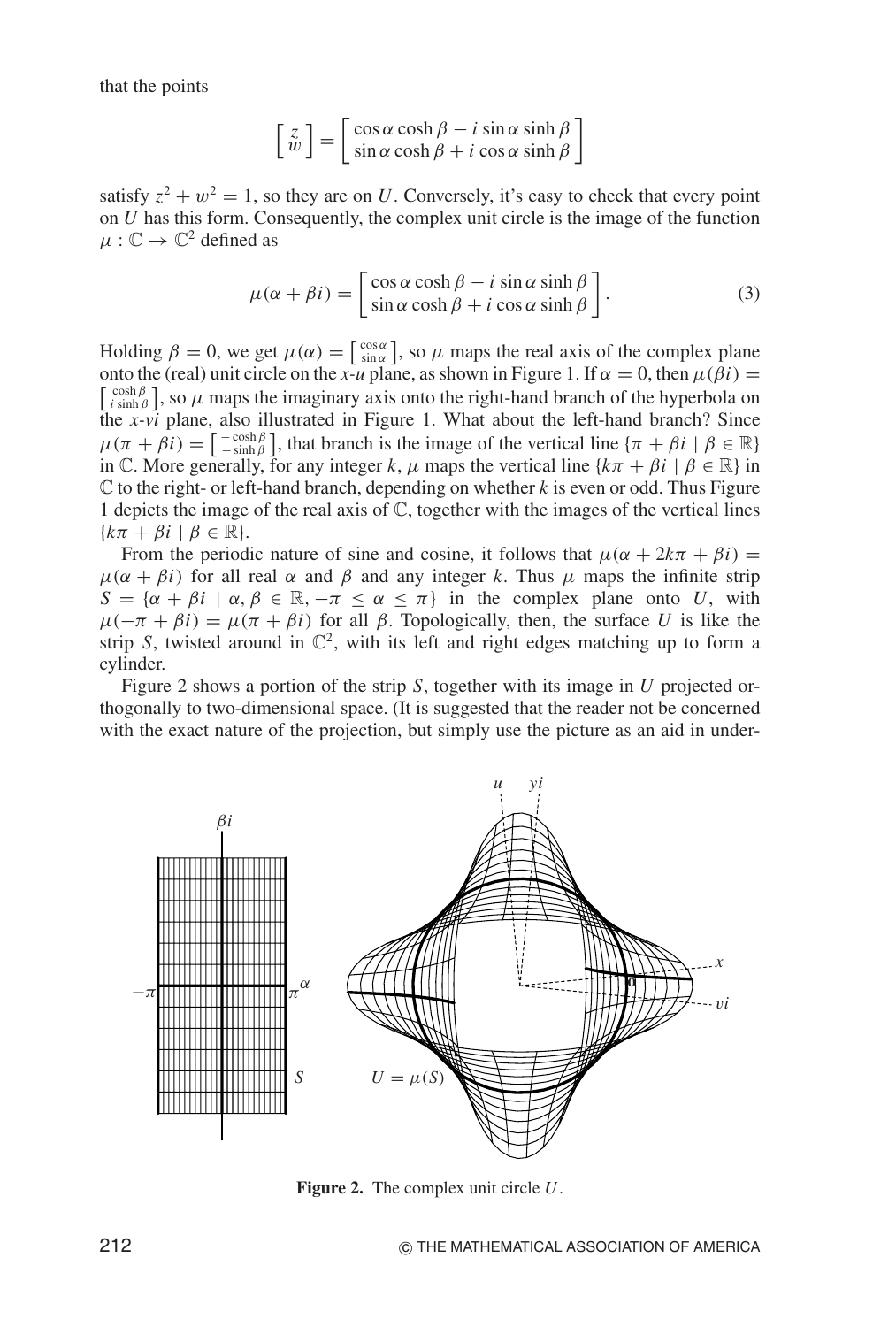that the points

$$\begin{bmatrix} z \\ w \end{bmatrix} = \begin{bmatrix} \cos\alpha\cosh\beta - i\sin\alpha\sinh\beta \\ \sin\alpha\cosh\beta + i\cos\alpha\sinh\beta \end{bmatrix}$$

satisfy $z^2 + w^2 = 1$, so they are on $U$. Conversely, it's easy to check that every point on $U$ has this form. Consequently, the complex unit circle is the image of the function $\mu : \mathbb{C} \to \mathbb{C}^2$ defined as

$$\mu(\alpha + \beta i) = \begin{bmatrix} \cos\alpha\cosh\beta - i\sin\alpha\sinh\beta \\ \sin\alpha\cosh\beta + i\cos\alpha\sinh\beta \end{bmatrix}. \tag{3}$$

Holding $\beta = 0$, we get $\mu(\alpha) = \left[\begin{smallmatrix} \cos\alpha \\ \sin\alpha \end{smallmatrix}\right]$, so $\mu$ maps the real axis of the complex plane onto the (real) unit circle on the $x$-$u$ plane, as shown in Figure 1. If $\alpha = 0$, then $\mu(\beta i) = \left[\begin{smallmatrix} \cosh\beta \\ i\sinh\beta \end{smallmatrix}\right]$, so $\mu$ maps the imaginary axis onto the right-hand branch of the hyperbola on the $x$-$vi$ plane, also illustrated in Figure 1. What about the left-hand branch? Since $\mu(\pi + \beta i) = \left[\begin{smallmatrix} -\cosh\beta \\ -\sinh\beta \end{smallmatrix}\right]$, that branch is the image of the vertical line $\{\pi + \beta i \mid \beta \in \mathbb{R}\}$ in $\mathbb{C}$. More generally, for any integer $k$, $\mu$ maps the vertical line $\{k\pi + \beta i \mid \beta \in \mathbb{R}\}$ in $\mathbb{C}$ to the right- or left-hand branch, depending on whether $k$ is even or odd. Thus Figure 1 depicts the image of the real axis of $\mathbb{C}$, together with the images of the vertical lines $\{k\pi + \beta i \mid \beta \in \mathbb{R}\}$.

From the periodic nature of sine and cosine, it follows that $\mu(\alpha + 2k\pi + \beta i) = \mu(\alpha + \beta i)$ for all real $\alpha$ and $\beta$ and any integer $k$. Thus $\mu$ maps the infinite strip $S = \{\alpha + \beta i \mid \alpha, \beta \in \mathbb{R}, -\pi \leq \alpha \leq \pi\}$ in the complex plane onto $U$, with $\mu(-\pi + \beta i) = \mu(\pi + \beta i)$ for all $\beta$. Topologically, then, the surface $U$ is like the strip $S$, twisted around in $\mathbb{C}^2$, with its left and right edges matching up to form a cylinder.

Figure 2 shows a portion of the strip $S$, together with its image in $U$ projected orthogonally to two-dimensional space. (It is suggested that the reader not be concerned with the exact nature of the projection, but simply use the picture as an aid in under-

**Figure 2.** The complex unit circle $U$.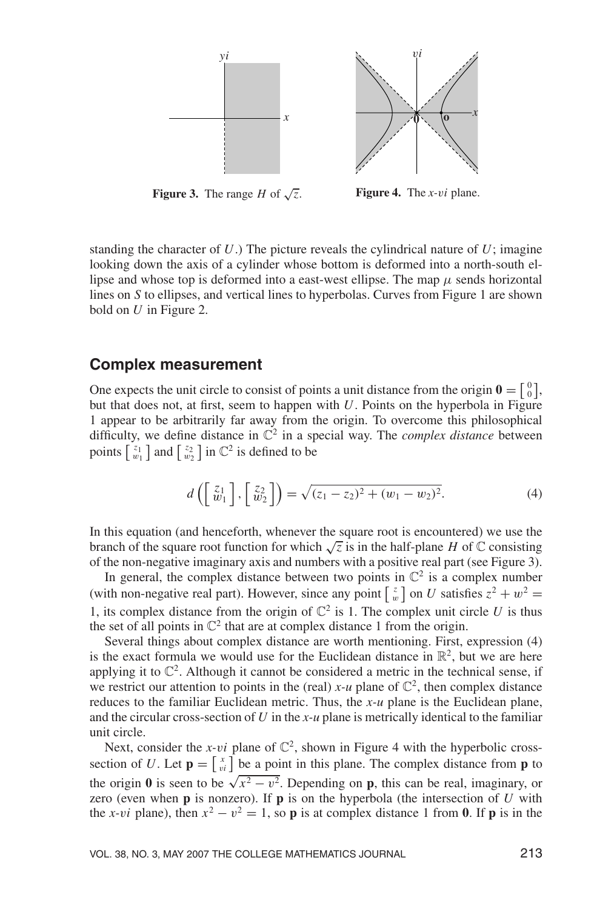**Figure 3.** The range $H$ of $\sqrt{z}$.

**Figure 4.** The $x$-$vi$ plane.

standing the character of $U$.) The picture reveals the cylindrical nature of $U$; imagine looking down the axis of a cylinder whose bottom is deformed into a north-south ellipse and whose top is deformed into an east-west ellipse. The map $\mu$ sends horizontal lines on $S$ to ellipses, and vertical lines to hyperbolas. Curves from Figure 1 are shown bold on $U$ in Figure 2.

## Complex measurement

One expects the unit circle to consist of points a unit distance from the origin $\mathbf{0} = \left[\begin{smallmatrix} 0 \\ 0 \end{smallmatrix}\right]$, but that does not, at first, seem to happen with $U$. Points on the hyperbola in Figure 1 appear to be arbitrarily far away from the origin. To overcome this philosophical difficulty, we define distance in $\mathbb{C}^2$ in a special way. The *complex distance* between points $\left[\begin{smallmatrix} z_1 \\ w_1 \end{smallmatrix}\right]$ and $\left[\begin{smallmatrix} z_2 \\ w_2 \end{smallmatrix}\right]$ in $\mathbb{C}^2$ is defined to be

$$d\left(\begin{bmatrix} z_1 \\ w_1 \end{bmatrix}, \begin{bmatrix} z_2 \\ w_2 \end{bmatrix}\right) = \sqrt{(z_1 - z_2)^2 + (w_1 - w_2)^2}. \tag{4}$$

In this equation (and henceforth, whenever the square root is encountered) we use the branch of the square root function for which $\sqrt{z}$ is in the half-plane $H$ of $\mathbb{C}$ consisting of the non-negative imaginary axis and numbers with a positive real part (see Figure 3).

In general, the complex distance between two points in $\mathbb{C}^2$ is a complex number (with non-negative real part). However, since any point $\left[\begin{smallmatrix} z \\ w \end{smallmatrix}\right]$ on $U$ satisfies $z^2 + w^2 = 1$, its complex distance from the origin of $\mathbb{C}^2$ is 1. The complex unit circle $U$ is thus the set of all points in $\mathbb{C}^2$ that are at complex distance 1 from the origin.

Several things about complex distance are worth mentioning. First, expression (4) is the exact formula we would use for the Euclidean distance in $\mathbb{R}^2$, but we are here applying it to $\mathbb{C}^2$. Although it cannot be considered a metric in the technical sense, if we restrict our attention to points in the (real) $x$-$u$ plane of $\mathbb{C}^2$, then complex distance reduces to the familiar Euclidean metric. Thus, the $x$-$u$ plane is the Euclidean plane, and the circular cross-section of $U$ in the $x$-$u$ plane is metrically identical to the familiar unit circle.

Next, consider the $x$-$vi$ plane of $\mathbb{C}^2$, shown in Figure 4 with the hyperbolic cross-section of $U$. Let $\mathbf{p} = \left[\begin{smallmatrix} x \\ vi \end{smallmatrix}\right]$ be a point in this plane. The complex distance from $\mathbf{p}$ to the origin $\mathbf{0}$ is seen to be $\sqrt{x^2 - v^2}$. Depending on $\mathbf{p}$, this can be real, imaginary, or zero (even when $\mathbf{p}$ is nonzero). If $\mathbf{p}$ is on the hyperbola (the intersection of $U$ with the $x$-$vi$ plane), then $x^2 - v^2 = 1$, so $\mathbf{p}$ is at complex distance 1 from $\mathbf{0}$. If $\mathbf{p}$ is in the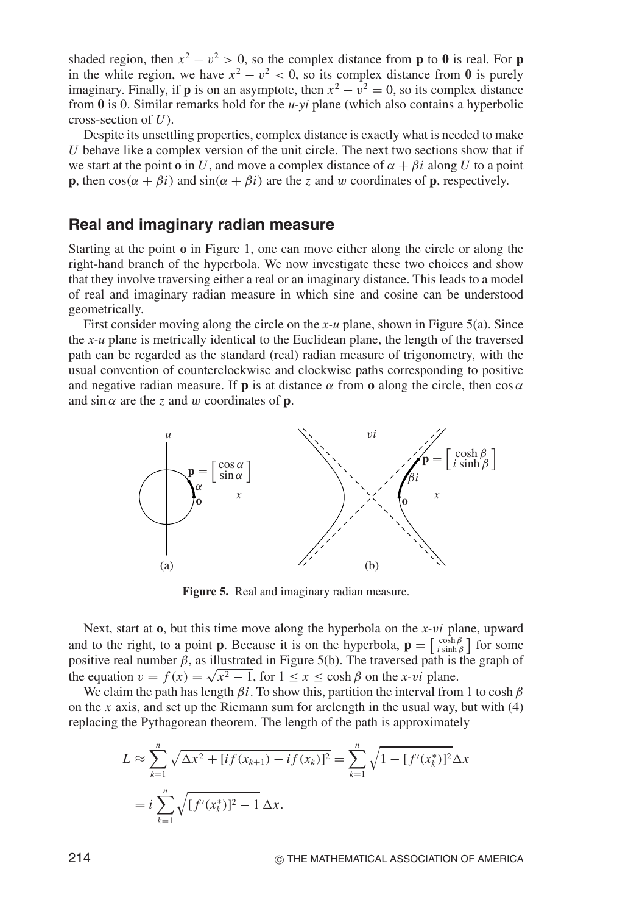shaded region, then $x^2 - v^2 > 0$, so the complex distance from **p** to **0** is real. For **p** in the white region, we have $x^2 - v^2 < 0$, so its complex distance from **0** is purely imaginary. Finally, if **p** is on an asymptote, then $x^2 - v^2 = 0$, so its complex distance from **0** is 0. Similar remarks hold for the $u$-$yi$ plane (which also contains a hyperbolic cross-section of $U$).

Despite its unsettling properties, complex distance is exactly what is needed to make $U$ behave like a complex version of the unit circle. The next two sections show that if we start at the point **o** in $U$, and move a complex distance of $\alpha + \beta i$ along $U$ to a point **p**, then $\cos(\alpha + \beta i)$ and $\sin(\alpha + \beta i)$ are the $z$ and $w$ coordinates of **p**, respectively.

## Real and imaginary radian measure

Starting at the point **o** in Figure 1, one can move either along the circle or along the right-hand branch of the hyperbola. We now investigate these two choices and show that they involve traversing either a real or an imaginary distance. This leads to a model of real and imaginary radian measure in which sine and cosine can be understood geometrically.

First consider moving along the circle on the $x$-$u$ plane, shown in Figure 5(a). Since the $x$-$u$ plane is metrically identical to the Euclidean plane, the length of the traversed path can be regarded as the standard (real) radian measure of trigonometry, with the usual convention of counterclockwise and clockwise paths corresponding to positive and negative radian measure. If **p** is at distance $\alpha$ from **o** along the circle, then $\cos\alpha$ and $\sin\alpha$ are the $z$ and $w$ coordinates of **p**.

**Figure 5.** Real and imaginary radian measure.

Next, start at **o**, but this time move along the hyperbola on the $x$-$vi$ plane, upward and to the right, to a point **p**. Because it is on the hyperbola, $\mathbf{p} = \begin{bmatrix} \cosh\beta \\ i\sinh\beta \end{bmatrix}$ for some positive real number $\beta$, as illustrated in Figure 5(b). The traversed path is the graph of the equation $v = f(x) = \sqrt{x^2 - 1}$, for $1 \le x \le \cosh\beta$ on the $x$-$vi$ plane.

We claim the path has length $\beta i$. To show this, partition the interval from 1 to $\cosh\beta$ on the $x$ axis, and set up the Riemann sum for arclength in the usual way, but with (4) replacing the Pythagorean theorem. The length of the path is approximately

$$L \approx \sum_{k=1}^{n} \sqrt{\Delta x^2 + [if(x_{k+1}) - if(x_k)]^2} = \sum_{k=1}^{n} \sqrt{1 - [f'(x_k^*)]^2}\Delta x$$

$$= i \sum_{k=1}^{n} \sqrt{[f'(x_k^*)]^2 - 1}\,\Delta x.$$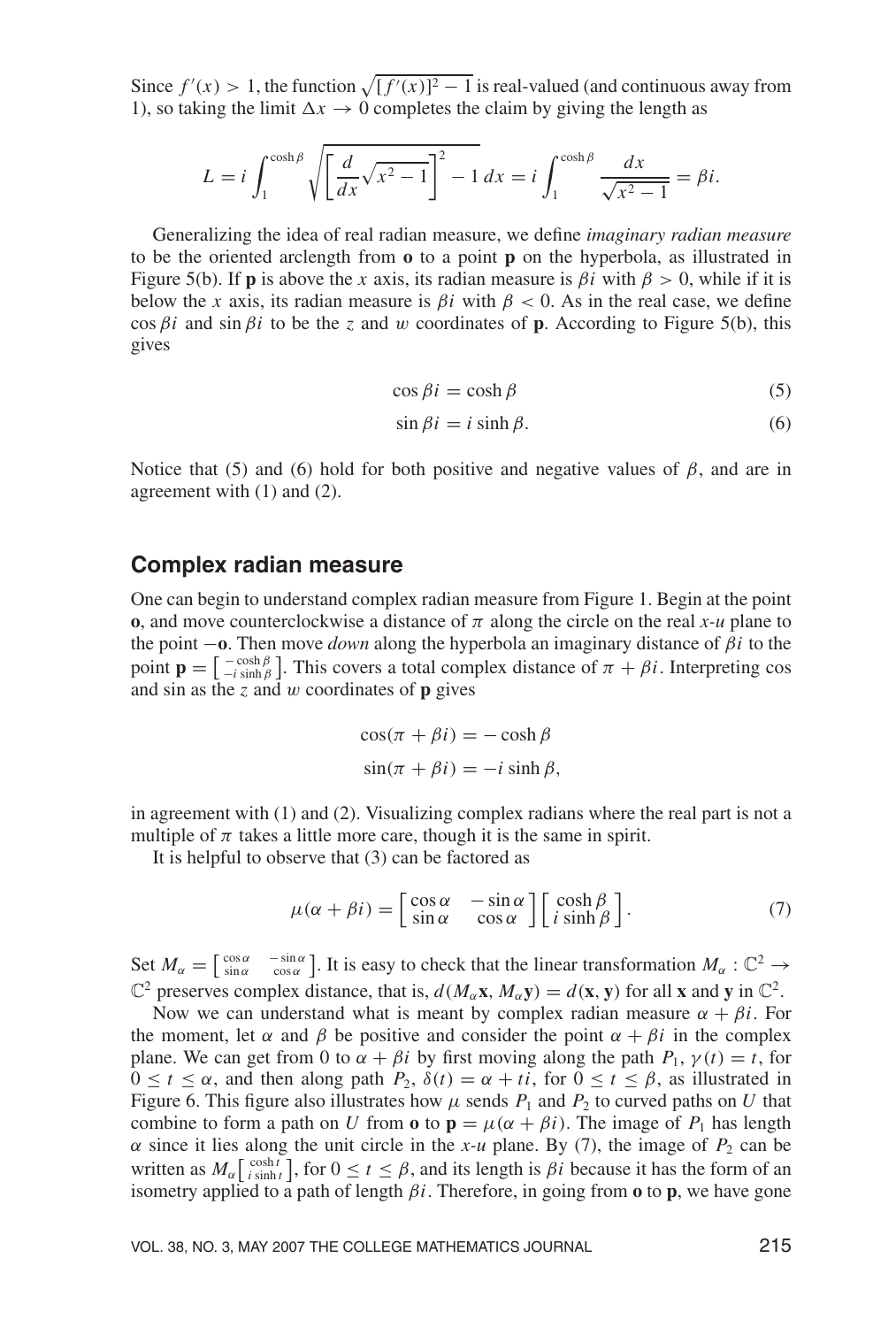Since $f'(x) > 1$, the function $\sqrt{[f'(x)]^2 - 1}$ is real-valued (and continuous away from 1), so taking the limit $\Delta x \to 0$ completes the claim by giving the length as

$$L = i \int_1^{\cosh \beta} \sqrt{\left[\frac{d}{dx}\sqrt{x^2 - 1}\right]^2 - 1}\, dx = i \int_1^{\cosh \beta} \frac{dx}{\sqrt{x^2 - 1}} = \beta i.$$

Generalizing the idea of real radian measure, we define *imaginary radian measure* to be the oriented arclength from **o** to a point **p** on the hyperbola, as illustrated in Figure 5(b). If **p** is above the $x$ axis, its radian measure is $\beta i$ with $\beta > 0$, while if it is below the $x$ axis, its radian measure is $\beta i$ with $\beta < 0$. As in the real case, we define $\cos \beta i$ and $\sin \beta i$ to be the $z$ and $w$ coordinates of **p**. According to Figure 5(b), this gives

$$\cos \beta i = \cosh \beta \tag{5}$$

$$\sin \beta i = i \sinh \beta. \tag{6}$$

Notice that (5) and (6) hold for both positive and negative values of $\beta$, and are in agreement with (1) and (2).

## Complex radian measure

One can begin to understand complex radian measure from Figure 1. Begin at the point **o**, and move counterclockwise a distance of $\pi$ along the circle on the real $x$-$u$ plane to the point $-\mathbf{o}$. Then move *down* along the hyperbola an imaginary distance of $\beta i$ to the point $\mathbf{p} = \left[\begin{smallmatrix} -\cosh \beta \\ -i \sinh \beta \end{smallmatrix}\right]$. This covers a total complex distance of $\pi + \beta i$. Interpreting cos and sin as the $z$ and $w$ coordinates of **p** gives

$$\cos(\pi + \beta i) = -\cosh \beta$$

$$\sin(\pi + \beta i) = -i \sinh \beta,$$

in agreement with (1) and (2). Visualizing complex radians where the real part is not a multiple of $\pi$ takes a little more care, though it is the same in spirit.

It is helpful to observe that (3) can be factored as

$$\mu(\alpha + \beta i) = \begin{bmatrix} \cos \alpha & -\sin \alpha \\ \sin \alpha & \cos \alpha \end{bmatrix} \begin{bmatrix} \cosh \beta \\ i \sinh \beta \end{bmatrix}. \tag{7}$$

Set $M_\alpha = \left[\begin{smallmatrix} \cos \alpha & -\sin \alpha \\ \sin \alpha & \cos \alpha \end{smallmatrix}\right]$. It is easy to check that the linear transformation $M_\alpha : \mathbb{C}^2 \to \mathbb{C}^2$ preserves complex distance, that is, $d(M_\alpha \mathbf{x}, M_\alpha \mathbf{y}) = d(\mathbf{x}, \mathbf{y})$ for all **x** and **y** in $\mathbb{C}^2$.

Now we can understand what is meant by complex radian measure $\alpha + \beta i$. For the moment, let $\alpha$ and $\beta$ be positive and consider the point $\alpha + \beta i$ in the complex plane. We can get from 0 to $\alpha + \beta i$ by first moving along the path $P_1$, $\gamma(t) = t$, for $0 \le t \le \alpha$, and then along path $P_2$, $\delta(t) = \alpha + ti$, for $0 \le t \le \beta$, as illustrated in Figure 6. This figure also illustrates how $\mu$ sends $P_1$ and $P_2$ to curved paths on $U$ that combine to form a path on $U$ from **o** to $\mathbf{p} = \mu(\alpha + \beta i)$. The image of $P_1$ has length $\alpha$ since it lies along the unit circle in the $x$-$u$ plane. By (7), the image of $P_2$ can be written as $M_\alpha \left[\begin{smallmatrix} \cosh t \\ i \sinh t \end{smallmatrix}\right]$, for $0 \le t \le \beta$, and its length is $\beta i$ because it has the form of an isometry applied to a path of length $\beta i$. Therefore, in going from **o** to **p**, we have gone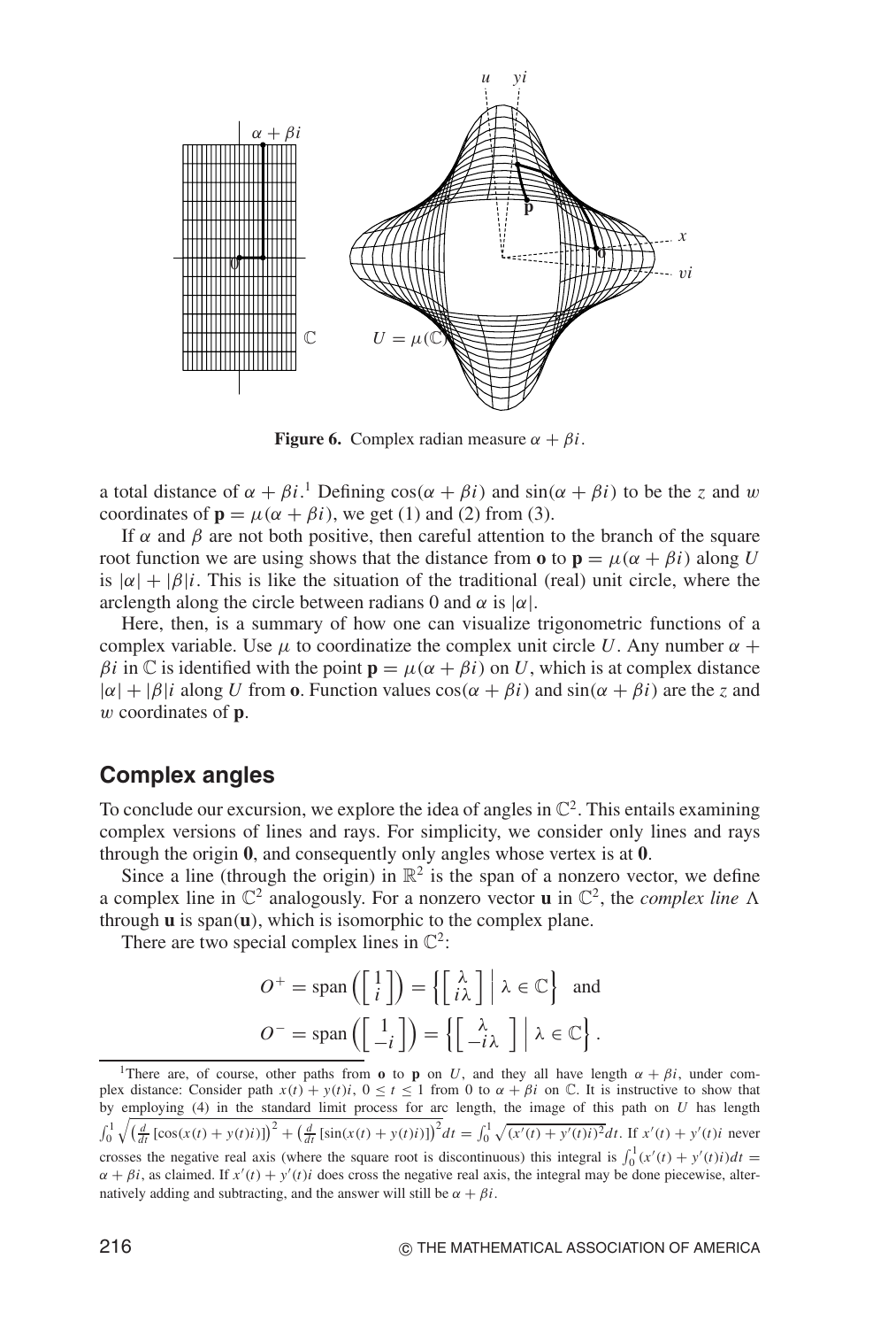**Figure 6.** Complex radian measure $\alpha + \beta i$.

a total distance of $\alpha + \beta i$.[1] Defining $\cos(\alpha + \beta i)$ and $\sin(\alpha + \beta i)$ to be the $z$ and $w$ coordinates of $\mathbf{p} = \mu(\alpha + \beta i)$, we get (1) and (2) from (3).

If $\alpha$ and $\beta$ are not both positive, then careful attention to the branch of the square root function we are using shows that the distance from $\mathbf{o}$ to $\mathbf{p} = \mu(\alpha + \beta i)$ along $U$ is $|\alpha| + |\beta|i$. This is like the situation of the traditional (real) unit circle, where the arclength along the circle between radians 0 and $\alpha$ is $|\alpha|$.

Here, then, is a summary of how one can visualize trigonometric functions of a complex variable. Use $\mu$ to coordinatize the complex unit circle $U$. Any number $\alpha + \beta i$ in $\mathbb{C}$ is identified with the point $\mathbf{p} = \mu(\alpha + \beta i)$ on $U$, which is at complex distance $|\alpha| + |\beta|i$ along $U$ from $\mathbf{o}$. Function values $\cos(\alpha + \beta i)$ and $\sin(\alpha + \beta i)$ are the $z$ and $w$ coordinates of $\mathbf{p}$.

## Complex angles

To conclude our excursion, we explore the idea of angles in $\mathbb{C}^2$. This entails examining complex versions of lines and rays. For simplicity, we consider only lines and rays through the origin $\mathbf{0}$, and consequently only angles whose vertex is at $\mathbf{0}$.

Since a line (through the origin) in $\mathbb{R}^2$ is the span of a nonzero vector, we define a complex line in $\mathbb{C}^2$ analogously. For a nonzero vector $\mathbf{u}$ in $\mathbb{C}^2$, the *complex line* $\Lambda$ through $\mathbf{u}$ is span($\mathbf{u}$), which is isomorphic to the complex plane.

There are two special complex lines in $\mathbb{C}^2$:

$$O^+ = \operatorname{span}\left(\begin{bmatrix} 1 \\ i \end{bmatrix}\right) = \left\{ \begin{bmatrix} \lambda \\ i\lambda \end{bmatrix} \,\middle|\, \lambda \in \mathbb{C} \right\} \quad \text{and}$$

$$O^- = \operatorname{span}\left(\begin{bmatrix} 1 \\ -i \end{bmatrix}\right) = \left\{ \begin{bmatrix} \lambda \\ -i\lambda \end{bmatrix} \,\middle|\, \lambda \in \mathbb{C} \right\}.$$

[1]There are, of course, other paths from $\mathbf{o}$ to $\mathbf{p}$ on $U$, and they all have length $\alpha + \beta i$, under complex distance: Consider path $x(t) + y(t)i$, $0 \le t \le 1$ from 0 to $\alpha + \beta i$ on $\mathbb{C}$. It is instructive to show that by employing (4) in the standard limit process for arc length, the image of this path on $U$ has length $\int_0^1 \sqrt{\left(\frac{d}{dt}\left[\cos(x(t) + y(t)i)\right]\right)^2 + \left(\frac{d}{dt}\left[\sin(x(t) + y(t)i)\right]\right)^2} dt = \int_0^1 \sqrt{(x'(t) + y'(t)i)^2} dt$. If $x'(t) + y'(t)i$ never crosses the negative real axis (where the square root is discontinuous) this integral is $\int_0^1 (x'(t) + y'(t)i) dt = \alpha + \beta i$, as claimed. If $x'(t) + y'(t)i$ does cross the negative real axis, the integral may be done piecewise, alternatively adding and subtracting, and the answer will still be $\alpha + \beta i$.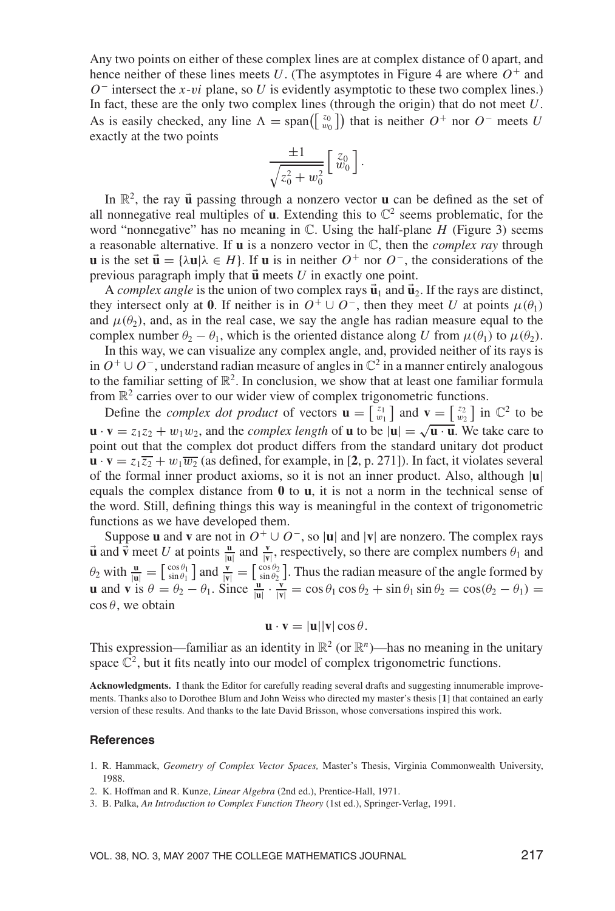Any two points on either of these complex lines are at complex distance of 0 apart, and hence neither of these lines meets $U$. (The asymptotes in Figure 4 are where $O^+$ and $O^-$ intersect the $x$-$vi$ plane, so $U$ is evidently asymptotic to these two complex lines.) In fact, these are the only two complex lines (through the origin) that do not meet $U$. As is easily checked, any line $\Lambda = \text{span}\left(\left[\begin{smallmatrix} z_0 \\ w_0 \end{smallmatrix}\right]\right)$ that is neither $O^+$ nor $O^-$ meets $U$ exactly at the two points

$$\frac{\pm 1}{\sqrt{z_0^2 + w_0^2}} \begin{bmatrix} z_0 \\ w_0 \end{bmatrix}.$$

In $\mathbb{R}^2$, the ray $\vec{\mathbf{u}}$ passing through a nonzero vector $\mathbf{u}$ can be defined as the set of all nonnegative real multiples of $\mathbf{u}$. Extending this to $\mathbb{C}^2$ seems problematic, for the word "nonnegative" has no meaning in $\mathbb{C}$. Using the half-plane $H$ (Figure 3) seems a reasonable alternative. If $\mathbf{u}$ is a nonzero vector in $\mathbb{C}$, then the *complex ray* through $\mathbf{u}$ is the set $\vec{\mathbf{u}} = \{\lambda\mathbf{u} | \lambda \in H\}$. If $\mathbf{u}$ is in neither $O^+$ nor $O^-$, the considerations of the previous paragraph imply that $\vec{\mathbf{u}}$ meets $U$ in exactly one point.

A *complex angle* is the union of two complex rays $\vec{\mathbf{u}}_1$ and $\vec{\mathbf{u}}_2$. If the rays are distinct, they intersect only at $\mathbf{0}$. If neither is in $O^+ \cup O^-$, then they meet $U$ at points $\mu(\theta_1)$ and $\mu(\theta_2)$, and, as in the real case, we say the angle has radian measure equal to the complex number $\theta_2 - \theta_1$, which is the oriented distance along $U$ from $\mu(\theta_1)$ to $\mu(\theta_2)$.

In this way, we can visualize any complex angle, and, provided neither of its rays is in $O^+ \cup O^-$, understand radian measure of angles in $\mathbb{C}^2$ in a manner entirely analogous to the familiar setting of $\mathbb{R}^2$. In conclusion, we show that at least one familiar formula from $\mathbb{R}^2$ carries over to our wider view of complex trigonometric functions.

Define the *complex dot product* of vectors $\mathbf{u} = \left[\begin{smallmatrix} z_1 \\ w_1 \end{smallmatrix}\right]$ and $\mathbf{v} = \left[\begin{smallmatrix} z_2 \\ w_2 \end{smallmatrix}\right]$ in $\mathbb{C}^2$ to be $\mathbf{u} \cdot \mathbf{v} = z_1 z_2 + w_1 w_2$, and the *complex length* of $\mathbf{u}$ to be $|\mathbf{u}| = \sqrt{\mathbf{u} \cdot \mathbf{u}}$. We take care to point out that the complex dot product differs from the standard unitary dot product $\mathbf{u} \cdot \mathbf{v} = z_1 \overline{z_2} + w_1 \overline{w_2}$ (as defined, for example, in [**2**, p. 271]). In fact, it violates several of the formal inner product axioms, so it is not an inner product. Also, although $|\mathbf{u}|$ equals the complex distance from $\mathbf{0}$ to $\mathbf{u}$, it is not a norm in the technical sense of the word. Still, defining things this way is meaningful in the context of trigonometric functions as we have developed them.

Suppose $\mathbf{u}$ and $\mathbf{v}$ are not in $O^+ \cup O^-$, so $|\mathbf{u}|$ and $|\mathbf{v}|$ are nonzero. The complex rays $\vec{\mathbf{u}}$ and $\vec{\mathbf{v}}$ meet $U$ at points $\frac{\mathbf{u}}{|\mathbf{u}|}$ and $\frac{\mathbf{v}}{|\mathbf{v}|}$, respectively, so there are complex numbers $\theta_1$ and $\theta_2$ with $\frac{\mathbf{u}}{|\mathbf{u}|} = \left[\begin{smallmatrix} \cos\theta_1 \\ \sin\theta_1 \end{smallmatrix}\right]$ and $\frac{\mathbf{v}}{|\mathbf{v}|} = \left[\begin{smallmatrix} \cos\theta_2 \\ \sin\theta_2 \end{smallmatrix}\right]$. Thus the radian measure of the angle formed by $\mathbf{u}$ and $\mathbf{v}$ is $\theta = \theta_2 - \theta_1$. Since $\frac{\mathbf{u}}{|\mathbf{u}|} \cdot \frac{\mathbf{v}}{|\mathbf{v}|} = \cos\theta_1 \cos\theta_2 + \sin\theta_1 \sin\theta_2 = \cos(\theta_2 - \theta_1) = \cos\theta$, we obtain

$$\mathbf{u} \cdot \mathbf{v} = |\mathbf{u}||\mathbf{v}| \cos\theta.$$

This expression—familiar as an identity in $\mathbb{R}^2$ (or $\mathbb{R}^n$)—has no meaning in the unitary space $\mathbb{C}^2$, but it fits neatly into our model of complex trigonometric functions.

**Acknowledgments.** I thank the Editor for carefully reading several drafts and suggesting innumerable improvements. Thanks also to Dorothee Blum and John Weiss who directed my master's thesis [**1**] that contained an early version of these results. And thanks to the late David Brisson, whose conversations inspired this work.

## References

1. R. Hammack, *Geometry of Complex Vector Spaces,* Master's Thesis, Virginia Commonwealth University, 1988.
2. K. Hoffman and R. Kunze, *Linear Algebra* (2nd ed.), Prentice-Hall, 1971.
3. B. Palka, *An Introduction to Complex Function Theory* (1st ed.), Springer-Verlag, 1991.